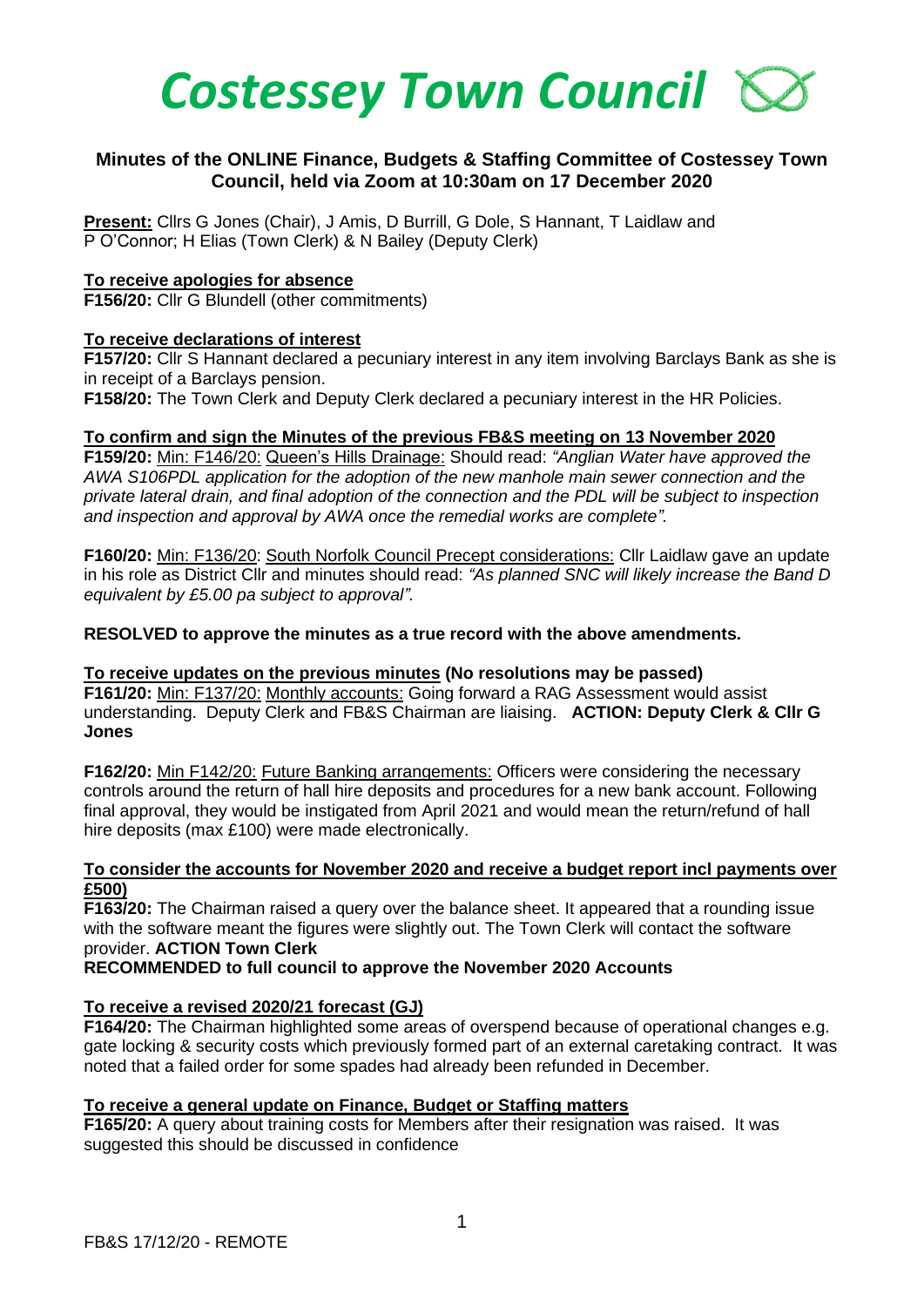# *Costessey Town Council*

## Minutes of the ONLINE Finance, Budgets & Staffing Committee of Costessey Town Council, held via Zoom at 10:30am on 17 December 2020

**Present:** Cllrs G Jones (Chair), J Amis, D Burrill, G Dole, S Hannant, T Laidlaw and P O'Connor; H Elias (Town Clerk) & N Bailey (Deputy Clerk)

### To receive apologies for absence

**F156/20:** Cllr G Blundell (other commitments)

### To receive declarations of interest

**F157/20:** Cllr S Hannant declared a pecuniary interest in any item involving Barclays Bank as she is in receipt of a Barclays pension.

**F158/20:** The Town Clerk and Deputy Clerk declared a pecuniary interest in the HR Policies.

### To confirm and sign the Minutes of the previous FB&S meeting on 13 November 2020

**F159/20:** Min: F146/20: Queen's Hills Drainage: Should read: *"Anglian Water have approved the AWA S106PDL application for the adoption of the new manhole main sewer connection and the private lateral drain, and final adoption of the connection and the PDL will be subject to inspection and inspection and approval by AWA once the remedial works are complete".*

**F160/20:** Min: F136/20: South Norfolk Council Precept considerations: Cllr Laidlaw gave an update in his role as District Cllr and minutes should read: *"As planned SNC will likely increase the Band D equivalent by £5.00 pa subject to approval".*

**RESOLVED to approve the minutes as a true record with the above amendments.**

### To receive updates on the previous minutes (No resolutions may be passed)

**F161/20:** Min: F137/20: Monthly accounts: Going forward a RAG Assessment would assist understanding. Deputy Clerk and FB&S Chairman are liaising. **ACTION: Deputy Clerk & Cllr G Jones**

**F162/20:** Min F142/20: Future Banking arrangements: Officers were considering the necessary controls around the return of hall hire deposits and procedures for a new bank account. Following final approval, they would be instigated from April 2021 and would mean the return/refund of hall hire deposits (max £100) were made electronically.

### To consider the accounts for November 2020 and receive a budget report incl payments over £500)

**F163/20:** The Chairman raised a query over the balance sheet. It appeared that a rounding issue with the software meant the figures were slightly out. The Town Clerk will contact the software provider. **ACTION Town Clerk**

**RECOMMENDED to full council to approve the November 2020 Accounts**

### To receive a revised 2020/21 forecast (GJ)

**F164/20:** The Chairman highlighted some areas of overspend because of operational changes e.g. gate locking & security costs which previously formed part of an external caretaking contract. It was noted that a failed order for some spades had already been refunded in December.

### To receive a general update on Finance, Budget or Staffing matters

**F165/20:** A query about training costs for Members after their resignation was raised. It was suggested this should be discussed in confidence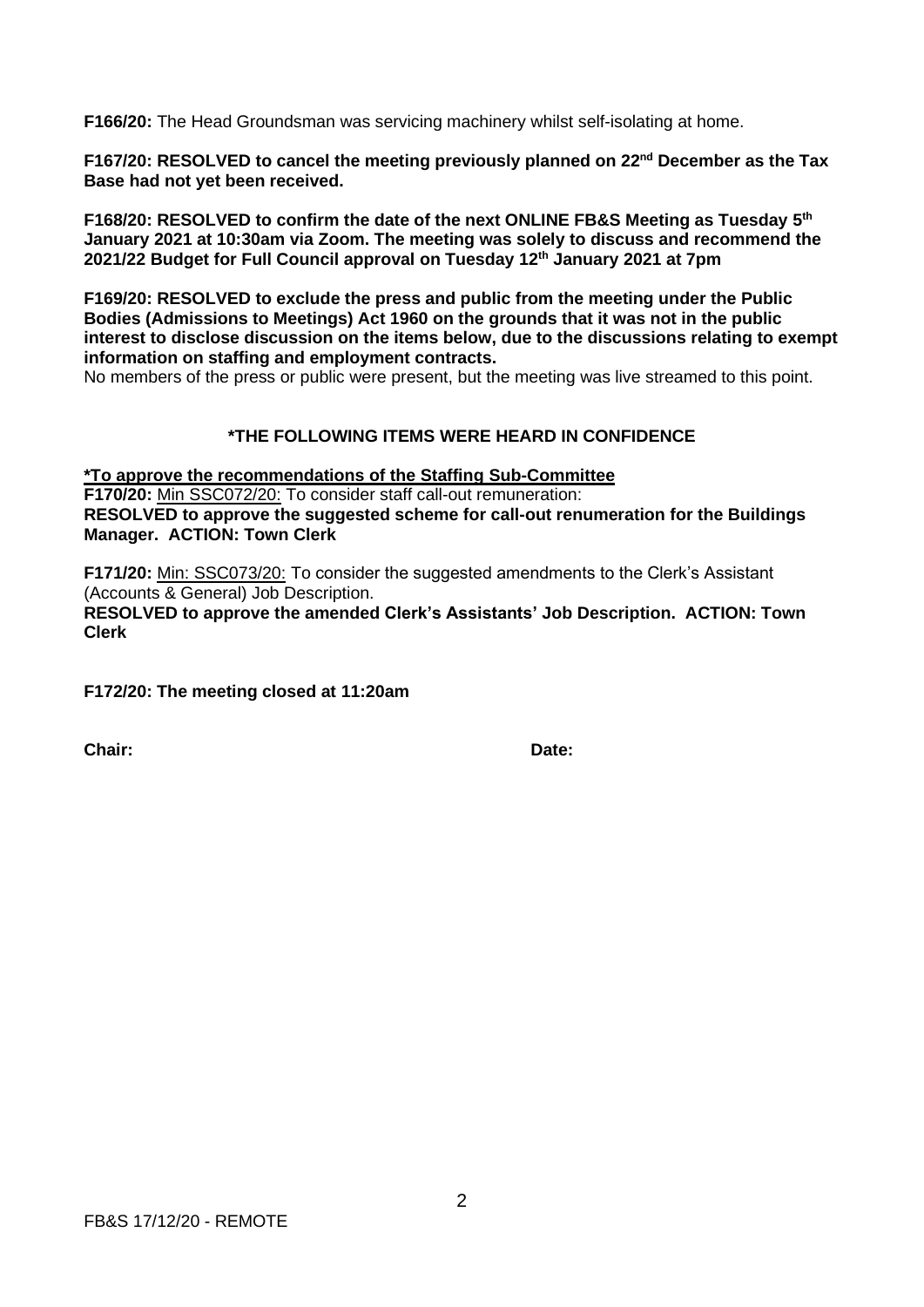**F166/20:** The Head Groundsman was servicing machinery whilst self-isolating at home.

**F167/20: RESOLVED to cancel the meeting previously planned on 22nd December as the Tax Base had not yet been received.**

**F168/20: RESOLVED to confirm the date of the next ONLINE FB&S Meeting as Tuesday 5th January 2021 at 10:30am via Zoom. The meeting was solely to discuss and recommend the 2021/22 Budget for Full Council approval on Tuesday 12th January 2021 at 7pm**

**F169/20: RESOLVED to exclude the press and public from the meeting under the Public Bodies (Admissions to Meetings) Act 1960 on the grounds that it was not in the public interest to disclose discussion on the items below, due to the discussions relating to exempt information on staffing and employment contracts.**
No members of the press or public were present, but the meeting was live streamed to this point.

**\*THE FOLLOWING ITEMS WERE HEARD IN CONFIDENCE**

**\*To approve the recommendations of the Staffing Sub-Committee**

**F170/20:** Min SSC072/20: To consider staff call-out remuneration:
**RESOLVED to approve the suggested scheme for call-out renumeration for the Buildings Manager. ACTION: Town Clerk**

**F171/20:** Min: SSC073/20: To consider the suggested amendments to the Clerk's Assistant (Accounts & General) Job Description.
**RESOLVED to approve the amended Clerk's Assistants' Job Description. ACTION: Town Clerk**

**F172/20: The meeting closed at 11:20am**

**Chair:** **Date:**

FB&S 17/12/20 - REMOTE